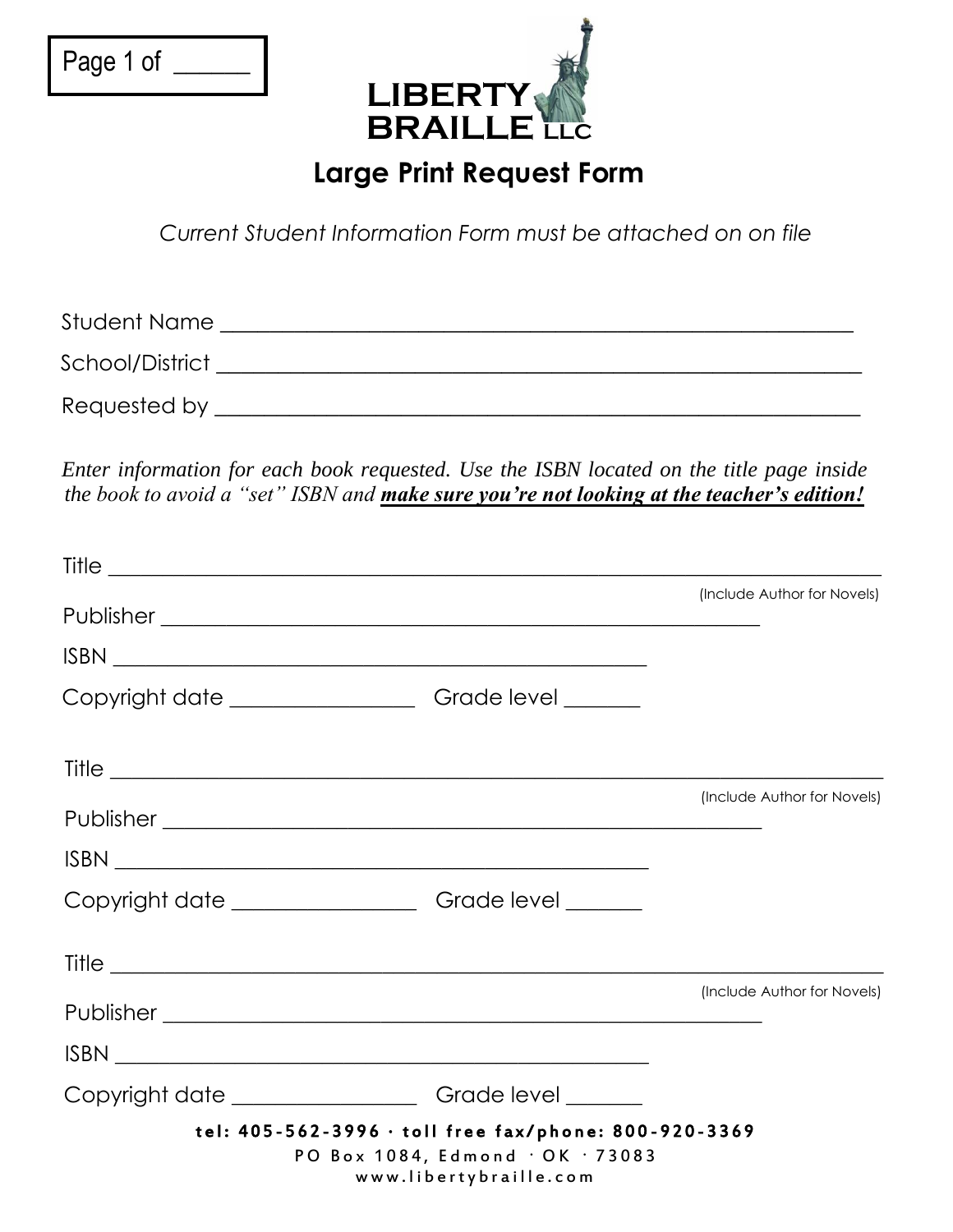LIBERTY BRAILLE LLC

# Large Print Request Form

*Current Student Information Form must be attached on on file*

Student Name ____________________________________________________

School/District ___________________________________________________

Requested by ____________________________________________________

*Enter information for each book requested. Use the ISBN located on the title page inside the book to avoid a "set" ISBN and* ***make sure you're not looking at the teacher's edition!***

Title ______________________________________________________________

(Include Author for Novels)

Publisher ______________________________________________

ISBN __________________________________________

Copyright date _______________ Grade level ______

Title ______________________________________________________________

(Include Author for Novels)

Publisher ______________________________________________

ISBN __________________________________________

Copyright date _______________ Grade level ______

Title ______________________________________________________________

(Include Author for Novels)

Publisher ______________________________________________

ISBN __________________________________________

Copyright date _______________ Grade level ______

**tel: 405-562-3996 · toll free fax/phone: 800-920-3369**

PO Box 1084, Edmond · OK · 73083

www.libertybraille.com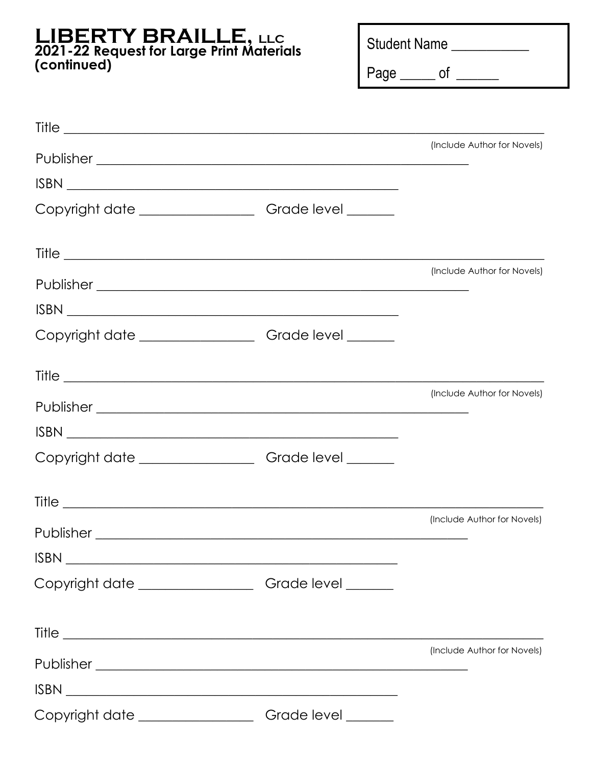# LIBERTY BRAILLE, LLC

**2021-22 Request for Large Print Materials (continued)**

Student Name ___________

Page _____ of ______

Title ___________________________________________________________________

(Include Author for Novels)

Publisher _______________________________________________________

ISBN ________________________________________________

Copyright date ________________ Grade level _______

Title ___________________________________________________________________

(Include Author for Novels)

Publisher _______________________________________________________

ISBN ________________________________________________

Copyright date ________________ Grade level _______

Title ___________________________________________________________________

(Include Author for Novels)

Publisher _______________________________________________________

ISBN ________________________________________________

Copyright date ________________ Grade level _______

Title ___________________________________________________________________

(Include Author for Novels)

Publisher _______________________________________________________

ISBN ________________________________________________

Copyright date ________________ Grade level _______

Title ___________________________________________________________________

(Include Author for Novels)

Publisher _______________________________________________________

ISBN ________________________________________________

Copyright date ________________ Grade level _______